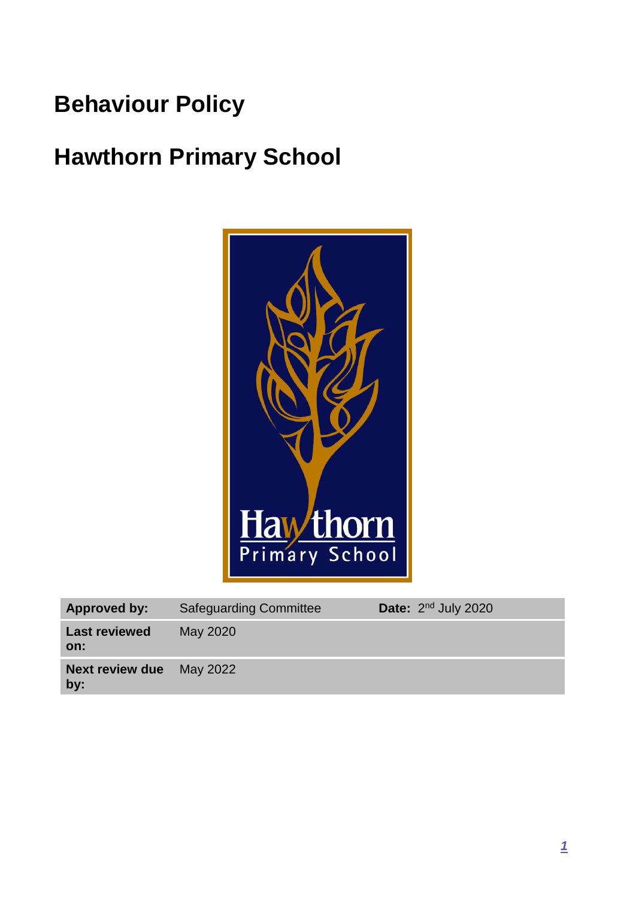# Behaviour Policy

# Hawthorn Primary School

| Approved by: | Safeguarding Committee | Date: 2nd July 2020 |
|---|---|---|
| Last reviewed on: | May 2020 | |
| Next review due by: | May 2022 | |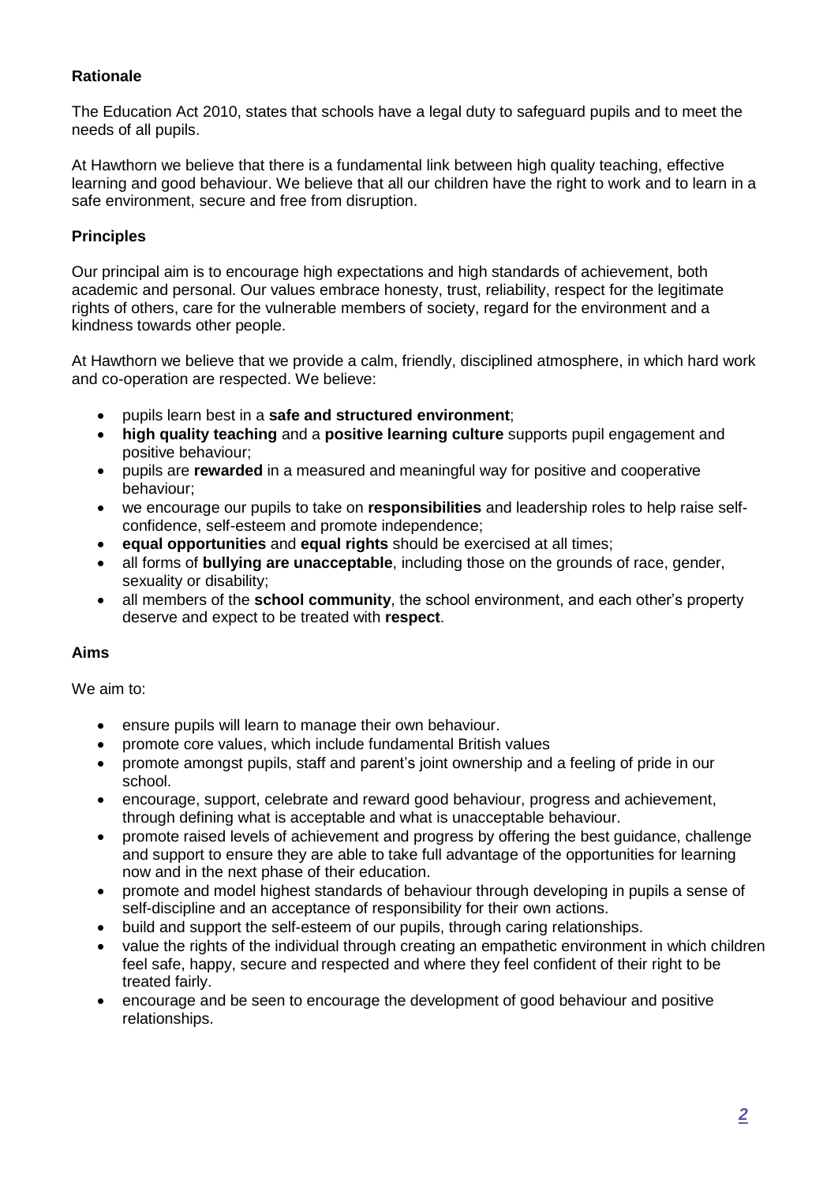## Rationale

The Education Act 2010, states that schools have a legal duty to safeguard pupils and to meet the needs of all pupils.

At Hawthorn we believe that there is a fundamental link between high quality teaching, effective learning and good behaviour. We believe that all our children have the right to work and to learn in a safe environment, secure and free from disruption.

## Principles

Our principal aim is to encourage high expectations and high standards of achievement, both academic and personal. Our values embrace honesty, trust, reliability, respect for the legitimate rights of others, care for the vulnerable members of society, regard for the environment and a kindness towards other people.

At Hawthorn we believe that we provide a calm, friendly, disciplined atmosphere, in which hard work and co-operation are respected. We believe:

- pupils learn best in a **safe and structured environment**;
- **high quality teaching** and a **positive learning culture** supports pupil engagement and positive behaviour;
- pupils are **rewarded** in a measured and meaningful way for positive and cooperative behaviour;
- we encourage our pupils to take on **responsibilities** and leadership roles to help raise self-confidence, self-esteem and promote independence;
- **equal opportunities** and **equal rights** should be exercised at all times;
- all forms of **bullying are unacceptable**, including those on the grounds of race, gender, sexuality or disability;
- all members of the **school community**, the school environment, and each other's property deserve and expect to be treated with **respect**.

## Aims

We aim to:

- ensure pupils will learn to manage their own behaviour.
- promote core values, which include fundamental British values
- promote amongst pupils, staff and parent's joint ownership and a feeling of pride in our school.
- encourage, support, celebrate and reward good behaviour, progress and achievement, through defining what is acceptable and what is unacceptable behaviour.
- promote raised levels of achievement and progress by offering the best guidance, challenge and support to ensure they are able to take full advantage of the opportunities for learning now and in the next phase of their education.
- promote and model highest standards of behaviour through developing in pupils a sense of self-discipline and an acceptance of responsibility for their own actions.
- build and support the self-esteem of our pupils, through caring relationships.
- value the rights of the individual through creating an empathetic environment in which children feel safe, happy, secure and respected and where they feel confident of their right to be treated fairly.
- encourage and be seen to encourage the development of good behaviour and positive relationships.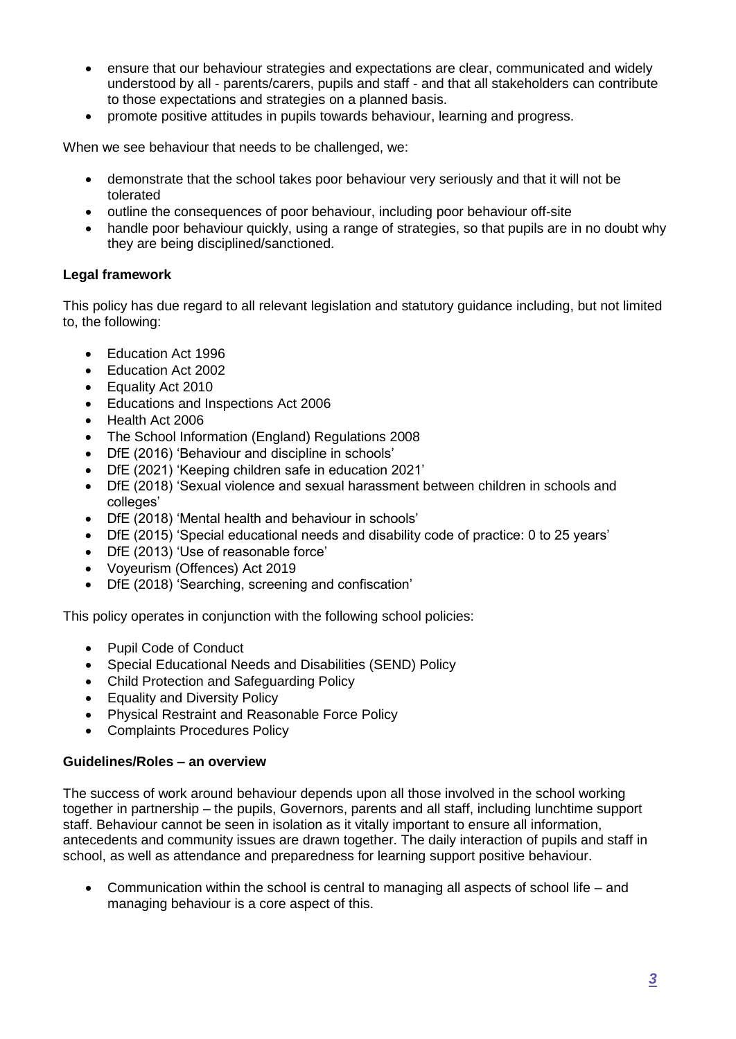- ensure that our behaviour strategies and expectations are clear, communicated and widely understood by all - parents/carers, pupils and staff - and that all stakeholders can contribute to those expectations and strategies on a planned basis.
- promote positive attitudes in pupils towards behaviour, learning and progress.

When we see behaviour that needs to be challenged, we:

- demonstrate that the school takes poor behaviour very seriously and that it will not be tolerated
- outline the consequences of poor behaviour, including poor behaviour off-site
- handle poor behaviour quickly, using a range of strategies, so that pupils are in no doubt why they are being disciplined/sanctioned.

**Legal framework**

This policy has due regard to all relevant legislation and statutory guidance including, but not limited to, the following:

- Education Act 1996
- Education Act 2002
- Equality Act 2010
- Educations and Inspections Act 2006
- Health Act 2006
- The School Information (England) Regulations 2008
- DfE (2016) 'Behaviour and discipline in schools'
- DfE (2021) 'Keeping children safe in education 2021'
- DfE (2018) 'Sexual violence and sexual harassment between children in schools and colleges'
- DfE (2018) 'Mental health and behaviour in schools'
- DfE (2015) 'Special educational needs and disability code of practice: 0 to 25 years'
- DfE (2013) 'Use of reasonable force'
- Voyeurism (Offences) Act 2019
- DfE (2018) 'Searching, screening and confiscation'

This policy operates in conjunction with the following school policies:

- Pupil Code of Conduct
- Special Educational Needs and Disabilities (SEND) Policy
- Child Protection and Safeguarding Policy
- Equality and Diversity Policy
- Physical Restraint and Reasonable Force Policy
- Complaints Procedures Policy

**Guidelines/Roles – an overview**

The success of work around behaviour depends upon all those involved in the school working together in partnership – the pupils, Governors, parents and all staff, including lunchtime support staff. Behaviour cannot be seen in isolation as it vitally important to ensure all information, antecedents and community issues are drawn together. The daily interaction of pupils and staff in school, as well as attendance and preparedness for learning support positive behaviour.

- Communication within the school is central to managing all aspects of school life – and managing behaviour is a core aspect of this.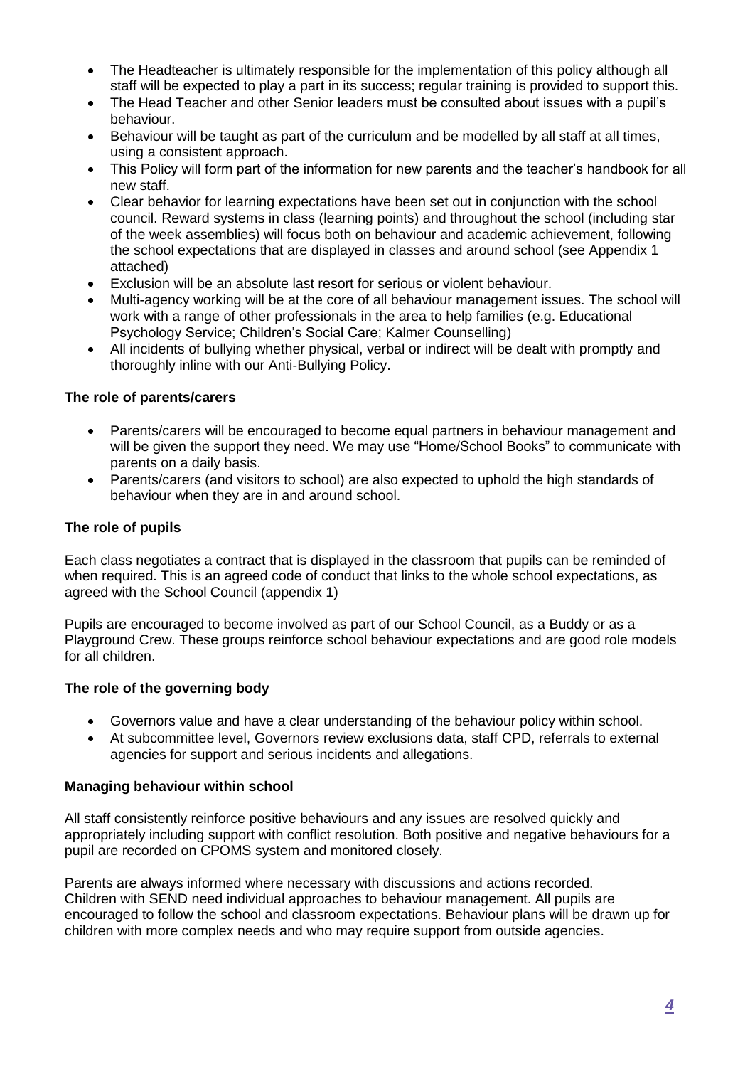- The Headteacher is ultimately responsible for the implementation of this policy although all staff will be expected to play a part in its success; regular training is provided to support this.
- The Head Teacher and other Senior leaders must be consulted about issues with a pupil's behaviour.
- Behaviour will be taught as part of the curriculum and be modelled by all staff at all times, using a consistent approach.
- This Policy will form part of the information for new parents and the teacher's handbook for all new staff.
- Clear behavior for learning expectations have been set out in conjunction with the school council. Reward systems in class (learning points) and throughout the school (including star of the week assemblies) will focus both on behaviour and academic achievement, following the school expectations that are displayed in classes and around school (see Appendix 1 attached)
- Exclusion will be an absolute last resort for serious or violent behaviour.
- Multi-agency working will be at the core of all behaviour management issues. The school will work with a range of other professionals in the area to help families (e.g. Educational Psychology Service; Children's Social Care; Kalmer Counselling)
- All incidents of bullying whether physical, verbal or indirect will be dealt with promptly and thoroughly inline with our Anti-Bullying Policy.

**The role of parents/carers**

- Parents/carers will be encouraged to become equal partners in behaviour management and will be given the support they need. We may use "Home/School Books" to communicate with parents on a daily basis.
- Parents/carers (and visitors to school) are also expected to uphold the high standards of behaviour when they are in and around school.

**The role of pupils**

Each class negotiates a contract that is displayed in the classroom that pupils can be reminded of when required. This is an agreed code of conduct that links to the whole school expectations, as agreed with the School Council (appendix 1)

Pupils are encouraged to become involved as part of our School Council, as a Buddy or as a Playground Crew. These groups reinforce school behaviour expectations and are good role models for all children.

**The role of the governing body**

- Governors value and have a clear understanding of the behaviour policy within school.
- At subcommittee level, Governors review exclusions data, staff CPD, referrals to external agencies for support and serious incidents and allegations.

**Managing behaviour within school**

All staff consistently reinforce positive behaviours and any issues are resolved quickly and appropriately including support with conflict resolution. Both positive and negative behaviours for a pupil are recorded on CPOMS system and monitored closely.

Parents are always informed where necessary with discussions and actions recorded.
Children with SEND need individual approaches to behaviour management. All pupils are encouraged to follow the school and classroom expectations. Behaviour plans will be drawn up for children with more complex needs and who may require support from outside agencies.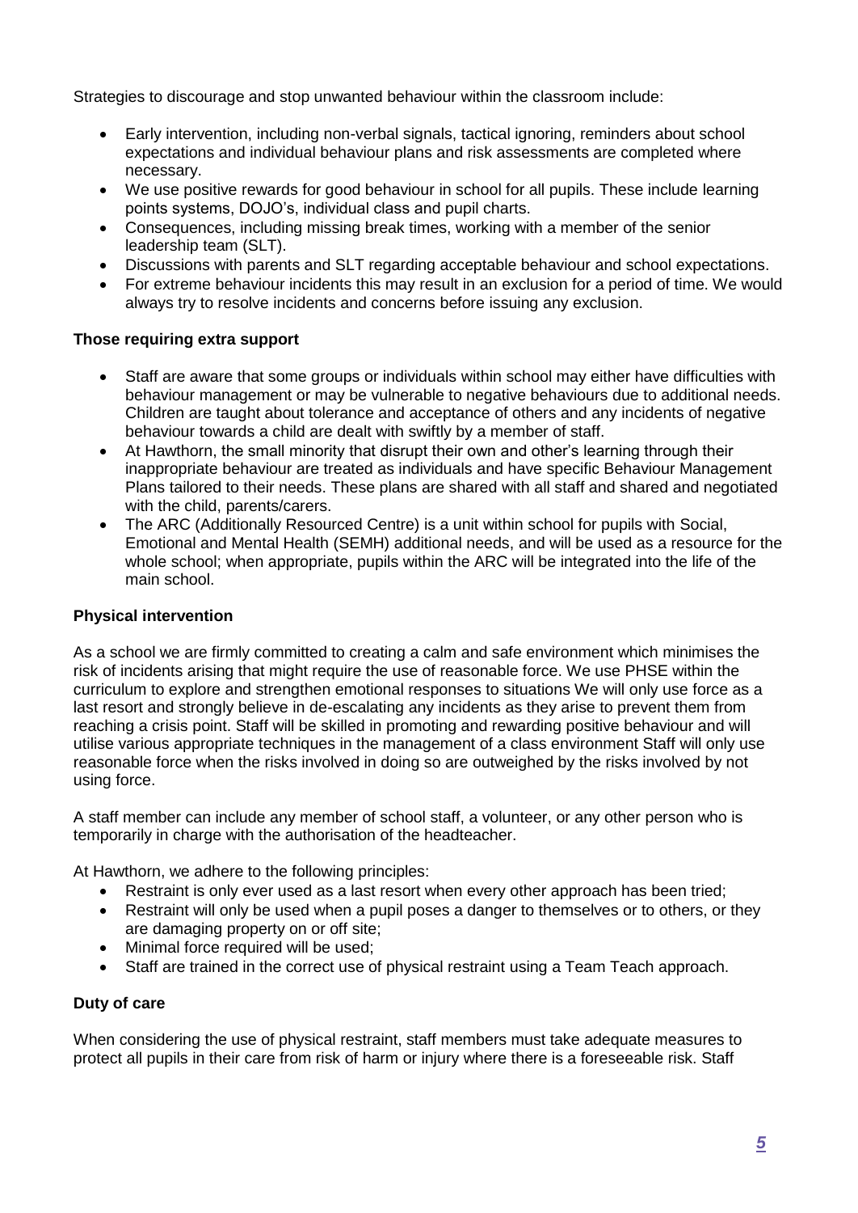Strategies to discourage and stop unwanted behaviour within the classroom include:

- Early intervention, including non-verbal signals, tactical ignoring, reminders about school expectations and individual behaviour plans and risk assessments are completed where necessary.
- We use positive rewards for good behaviour in school for all pupils. These include learning points systems, DOJO's, individual class and pupil charts.
- Consequences, including missing break times, working with a member of the senior leadership team (SLT).
- Discussions with parents and SLT regarding acceptable behaviour and school expectations.
- For extreme behaviour incidents this may result in an exclusion for a period of time. We would always try to resolve incidents and concerns before issuing any exclusion.

**Those requiring extra support**

- Staff are aware that some groups or individuals within school may either have difficulties with behaviour management or may be vulnerable to negative behaviours due to additional needs. Children are taught about tolerance and acceptance of others and any incidents of negative behaviour towards a child are dealt with swiftly by a member of staff.
- At Hawthorn, the small minority that disrupt their own and other's learning through their inappropriate behaviour are treated as individuals and have specific Behaviour Management Plans tailored to their needs. These plans are shared with all staff and shared and negotiated with the child, parents/carers.
- The ARC (Additionally Resourced Centre) is a unit within school for pupils with Social, Emotional and Mental Health (SEMH) additional needs, and will be used as a resource for the whole school; when appropriate, pupils within the ARC will be integrated into the life of the main school.

**Physical intervention**

As a school we are firmly committed to creating a calm and safe environment which minimises the risk of incidents arising that might require the use of reasonable force. We use PHSE within the curriculum to explore and strengthen emotional responses to situations We will only use force as a last resort and strongly believe in de-escalating any incidents as they arise to prevent them from reaching a crisis point. Staff will be skilled in promoting and rewarding positive behaviour and will utilise various appropriate techniques in the management of a class environment Staff will only use reasonable force when the risks involved in doing so are outweighed by the risks involved by not using force.

A staff member can include any member of school staff, a volunteer, or any other person who is temporarily in charge with the authorisation of the headteacher.

At Hawthorn, we adhere to the following principles:

- Restraint is only ever used as a last resort when every other approach has been tried;
- Restraint will only be used when a pupil poses a danger to themselves or to others, or they are damaging property on or off site;
- Minimal force required will be used;
- Staff are trained in the correct use of physical restraint using a Team Teach approach.

**Duty of care**

When considering the use of physical restraint, staff members must take adequate measures to protect all pupils in their care from risk of harm or injury where there is a foreseeable risk. Staff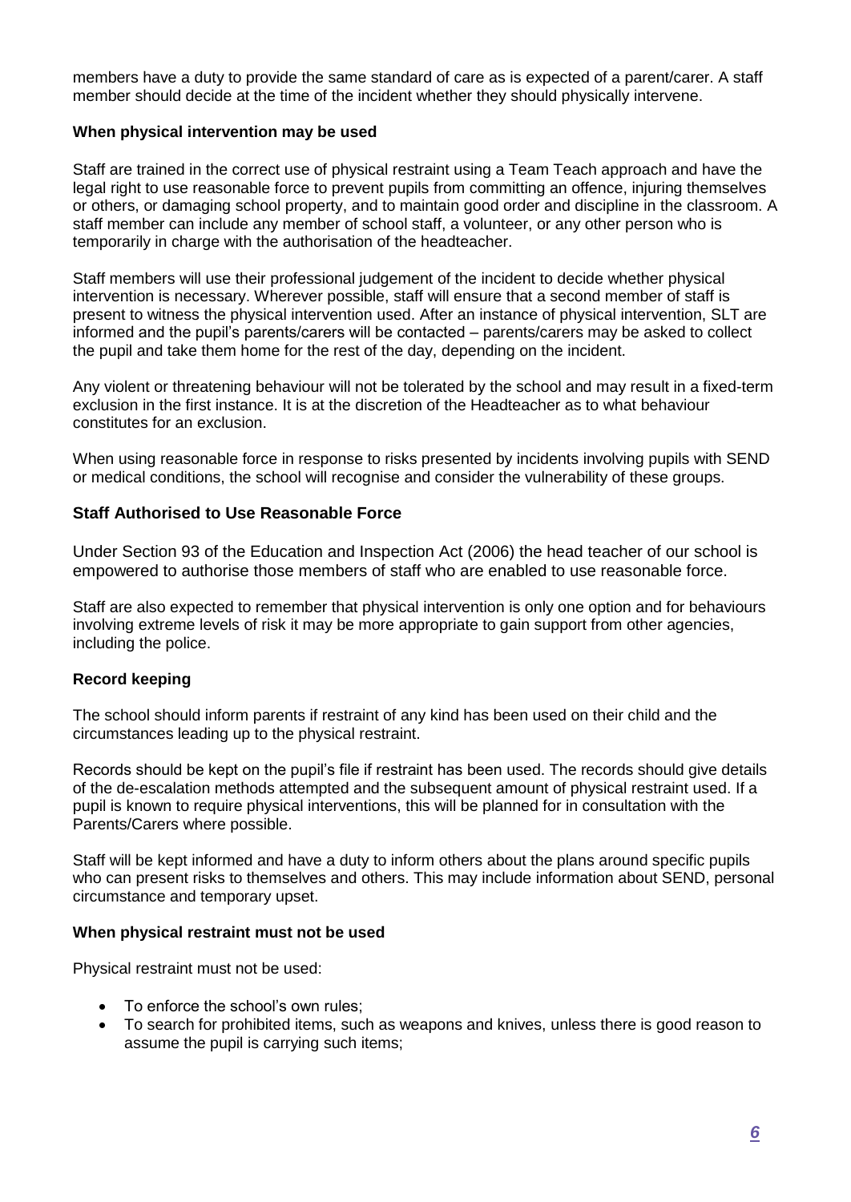members have a duty to provide the same standard of care as is expected of a parent/carer. A staff member should decide at the time of the incident whether they should physically intervene.

**When physical intervention may be used**

Staff are trained in the correct use of physical restraint using a Team Teach approach and have the legal right to use reasonable force to prevent pupils from committing an offence, injuring themselves or others, or damaging school property, and to maintain good order and discipline in the classroom. A staff member can include any member of school staff, a volunteer, or any other person who is temporarily in charge with the authorisation of the headteacher.

Staff members will use their professional judgement of the incident to decide whether physical intervention is necessary. Wherever possible, staff will ensure that a second member of staff is present to witness the physical intervention used. After an instance of physical intervention, SLT are informed and the pupil's parents/carers will be contacted – parents/carers may be asked to collect the pupil and take them home for the rest of the day, depending on the incident.

Any violent or threatening behaviour will not be tolerated by the school and may result in a fixed-term exclusion in the first instance. It is at the discretion of the Headteacher as to what behaviour constitutes for an exclusion.

When using reasonable force in response to risks presented by incidents involving pupils with SEND or medical conditions, the school will recognise and consider the vulnerability of these groups.

### Staff Authorised to Use Reasonable Force

Under Section 93 of the Education and Inspection Act (2006) the head teacher of our school is empowered to authorise those members of staff who are enabled to use reasonable force.

Staff are also expected to remember that physical intervention is only one option and for behaviours involving extreme levels of risk it may be more appropriate to gain support from other agencies, including the police.

**Record keeping**

The school should inform parents if restraint of any kind has been used on their child and the circumstances leading up to the physical restraint.

Records should be kept on the pupil's file if restraint has been used. The records should give details of the de-escalation methods attempted and the subsequent amount of physical restraint used. If a pupil is known to require physical interventions, this will be planned for in consultation with the Parents/Carers where possible.

Staff will be kept informed and have a duty to inform others about the plans around specific pupils who can present risks to themselves and others. This may include information about SEND, personal circumstance and temporary upset.

**When physical restraint must not be used**

Physical restraint must not be used:

- To enforce the school's own rules;
- To search for prohibited items, such as weapons and knives, unless there is good reason to assume the pupil is carrying such items;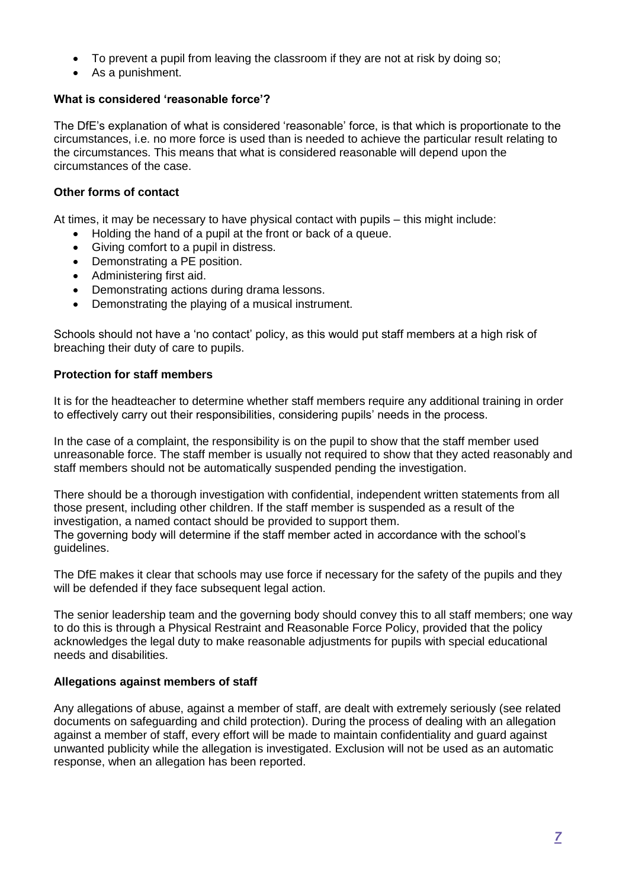- To prevent a pupil from leaving the classroom if they are not at risk by doing so;
- As a punishment.

**What is considered 'reasonable force'?**

The DfE's explanation of what is considered 'reasonable' force, is that which is proportionate to the circumstances, i.e. no more force is used than is needed to achieve the particular result relating to the circumstances. This means that what is considered reasonable will depend upon the circumstances of the case.

**Other forms of contact**

At times, it may be necessary to have physical contact with pupils – this might include:

- Holding the hand of a pupil at the front or back of a queue.
- Giving comfort to a pupil in distress.
- Demonstrating a PE position.
- Administering first aid.
- Demonstrating actions during drama lessons.
- Demonstrating the playing of a musical instrument.

Schools should not have a 'no contact' policy, as this would put staff members at a high risk of breaching their duty of care to pupils.

**Protection for staff members**

It is for the headteacher to determine whether staff members require any additional training in order to effectively carry out their responsibilities, considering pupils' needs in the process.

In the case of a complaint, the responsibility is on the pupil to show that the staff member used unreasonable force. The staff member is usually not required to show that they acted reasonably and staff members should not be automatically suspended pending the investigation.

There should be a thorough investigation with confidential, independent written statements from all those present, including other children. If the staff member is suspended as a result of the investigation, a named contact should be provided to support them.
The governing body will determine if the staff member acted in accordance with the school's guidelines.

The DfE makes it clear that schools may use force if necessary for the safety of the pupils and they will be defended if they face subsequent legal action.

The senior leadership team and the governing body should convey this to all staff members; one way to do this is through a Physical Restraint and Reasonable Force Policy, provided that the policy acknowledges the legal duty to make reasonable adjustments for pupils with special educational needs and disabilities.

**Allegations against members of staff**

Any allegations of abuse, against a member of staff, are dealt with extremely seriously (see related documents on safeguarding and child protection). During the process of dealing with an allegation against a member of staff, every effort will be made to maintain confidentiality and guard against unwanted publicity while the allegation is investigated. Exclusion will not be used as an automatic response, when an allegation has been reported.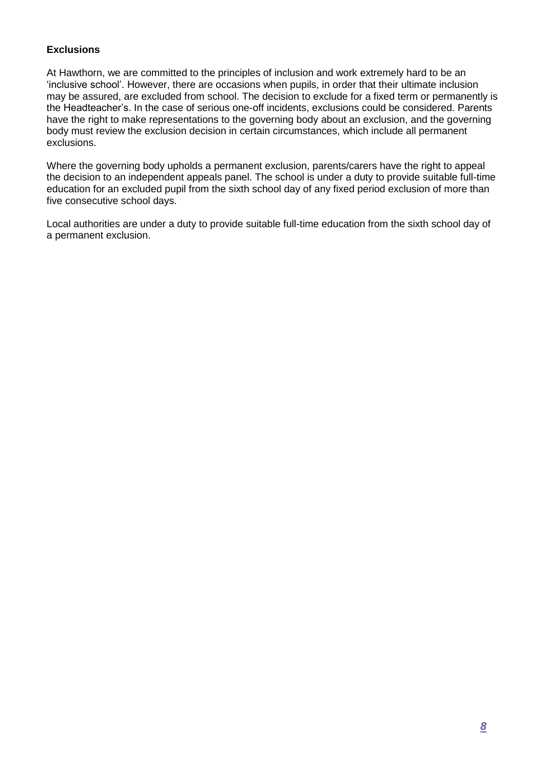**Exclusions**

At Hawthorn, we are committed to the principles of inclusion and work extremely hard to be an 'inclusive school'. However, there are occasions when pupils, in order that their ultimate inclusion may be assured, are excluded from school. The decision to exclude for a fixed term or permanently is the Headteacher's. In the case of serious one-off incidents, exclusions could be considered. Parents have the right to make representations to the governing body about an exclusion, and the governing body must review the exclusion decision in certain circumstances, which include all permanent exclusions.

Where the governing body upholds a permanent exclusion, parents/carers have the right to appeal the decision to an independent appeals panel. The school is under a duty to provide suitable full-time education for an excluded pupil from the sixth school day of any fixed period exclusion of more than five consecutive school days.

Local authorities are under a duty to provide suitable full-time education from the sixth school day of a permanent exclusion.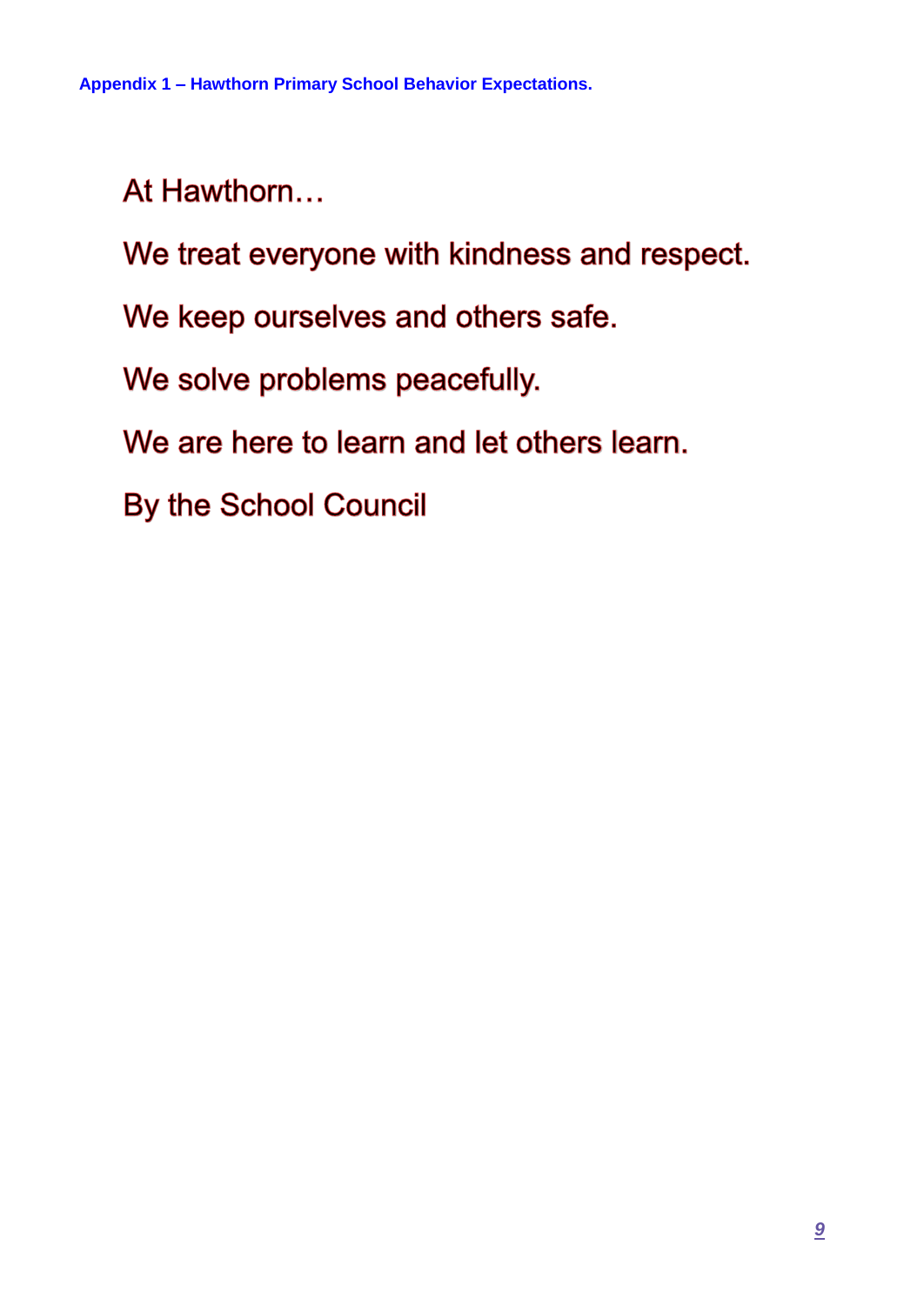**Appendix 1 – Hawthorn Primary School Behavior Expectations.**

At Hawthorn…

We treat everyone with kindness and respect.

We keep ourselves and others safe.

We solve problems peacefully.

We are here to learn and let others learn.

By the School Council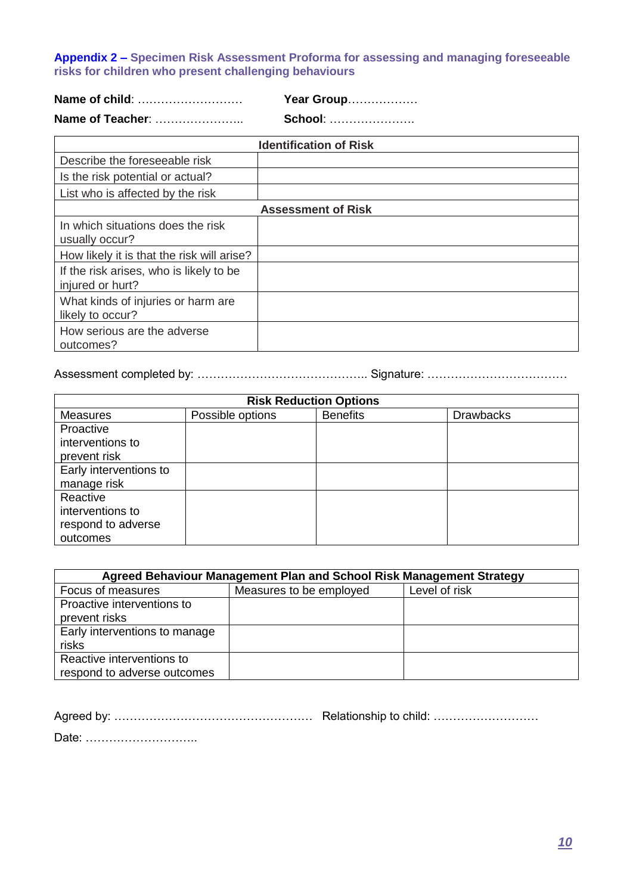**Appendix 2 – Specimen Risk Assessment Proforma for assessing and managing foreseeable risks for children who present challenging behaviours**

**Name of child**: ………………………  **Year Group**………………

**Name of Teacher**: …………………..  **School**: ………………….

| Identification of Risk | |
|---|---|
| Describe the foreseeable risk | |
| Is the risk potential or actual? | |
| List who is affected by the risk | |
| **Assessment of Risk** | |
| In which situations does the risk usually occur? | |
| How likely it is that the risk will arise? | |
| If the risk arises, who is likely to be injured or hurt? | |
| What kinds of injuries or harm are likely to occur? | |
| How serious are the adverse outcomes? | |

Assessment completed by: …………………………………….. Signature: ………………………………

| Risk Reduction Options | | | |
|---|---|---|---|
| Measures | Possible options | Benefits | Drawbacks |
| Proactive interventions to prevent risk | | | |
| Early interventions to manage risk | | | |
| Reactive interventions to respond to adverse outcomes | | | |

| Agreed Behaviour Management Plan and School Risk Management Strategy | | |
|---|---|---|
| Focus of measures | Measures to be employed | Level of risk |
| Proactive interventions to prevent risks | | |
| Early interventions to manage risks | | |
| Reactive interventions to respond to adverse outcomes | | |

Agreed by: …………………………………………… Relationship to child: ………………………

Date: ………………………..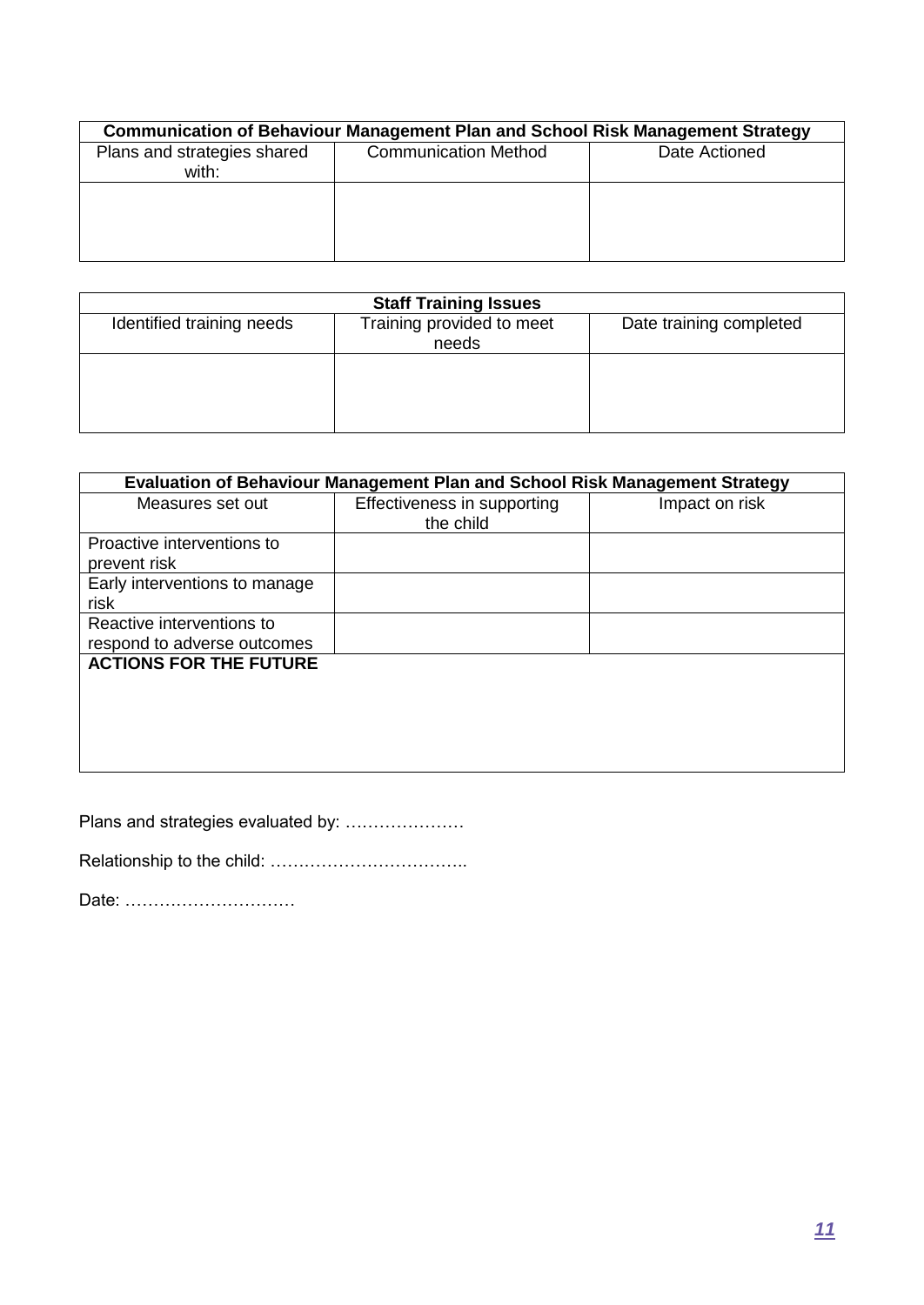| Communication of Behaviour Management Plan and School Risk Management Strategy | | |
|---|---|---|
| Plans and strategies shared with: | Communication Method | Date Actioned |
| | | |

| Staff Training Issues | | |
|---|---|---|
| Identified training needs | Training provided to meet needs | Date training completed |
| | | |

| Evaluation of Behaviour Management Plan and School Risk Management Strategy | | |
|---|---|---|
| Measures set out | Effectiveness in supporting the child | Impact on risk |
| Proactive interventions to prevent risk | | |
| Early interventions to manage risk | | |
| Reactive interventions to respond to adverse outcomes | | |
| **ACTIONS FOR THE FUTURE** | | |

Plans and strategies evaluated by: …………………

Relationship to the child: ……………………………..

Date: …………………………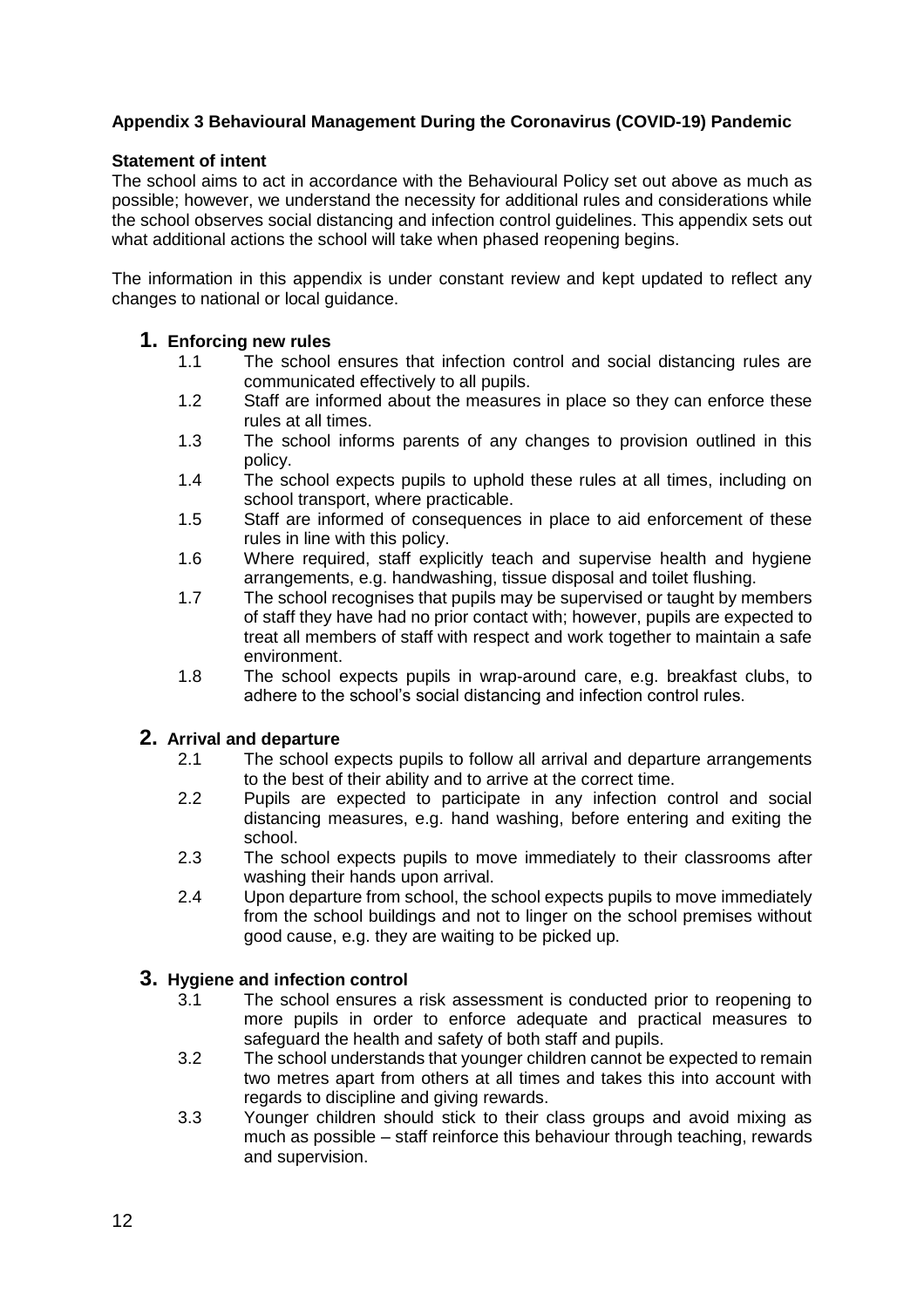**Appendix 3 Behavioural Management During the Coronavirus (COVID-19) Pandemic**

**Statement of intent**

The school aims to act in accordance with the Behavioural Policy set out above as much as possible; however, we understand the necessity for additional rules and considerations while the school observes social distancing and infection control guidelines. This appendix sets out what additional actions the school will take when phased reopening begins.

The information in this appendix is under constant review and kept updated to reflect any changes to national or local guidance.

## 1. Enforcing new rules

1.1 The school ensures that infection control and social distancing rules are communicated effectively to all pupils.

1.2 Staff are informed about the measures in place so they can enforce these rules at all times.

1.3 The school informs parents of any changes to provision outlined in this policy.

1.4 The school expects pupils to uphold these rules at all times, including on school transport, where practicable.

1.5 Staff are informed of consequences in place to aid enforcement of these rules in line with this policy.

1.6 Where required, staff explicitly teach and supervise health and hygiene arrangements, e.g. handwashing, tissue disposal and toilet flushing.

1.7 The school recognises that pupils may be supervised or taught by members of staff they have had no prior contact with; however, pupils are expected to treat all members of staff with respect and work together to maintain a safe environment.

1.8 The school expects pupils in wrap-around care, e.g. breakfast clubs, to adhere to the school's social distancing and infection control rules.

## 2. Arrival and departure

2.1 The school expects pupils to follow all arrival and departure arrangements to the best of their ability and to arrive at the correct time.

2.2 Pupils are expected to participate in any infection control and social distancing measures, e.g. hand washing, before entering and exiting the school.

2.3 The school expects pupils to move immediately to their classrooms after washing their hands upon arrival.

2.4 Upon departure from school, the school expects pupils to move immediately from the school buildings and not to linger on the school premises without good cause, e.g. they are waiting to be picked up.

## 3. Hygiene and infection control

3.1 The school ensures a risk assessment is conducted prior to reopening to more pupils in order to enforce adequate and practical measures to safeguard the health and safety of both staff and pupils.

3.2 The school understands that younger children cannot be expected to remain two metres apart from others at all times and takes this into account with regards to discipline and giving rewards.

3.3 Younger children should stick to their class groups and avoid mixing as much as possible – staff reinforce this behaviour through teaching, rewards and supervision.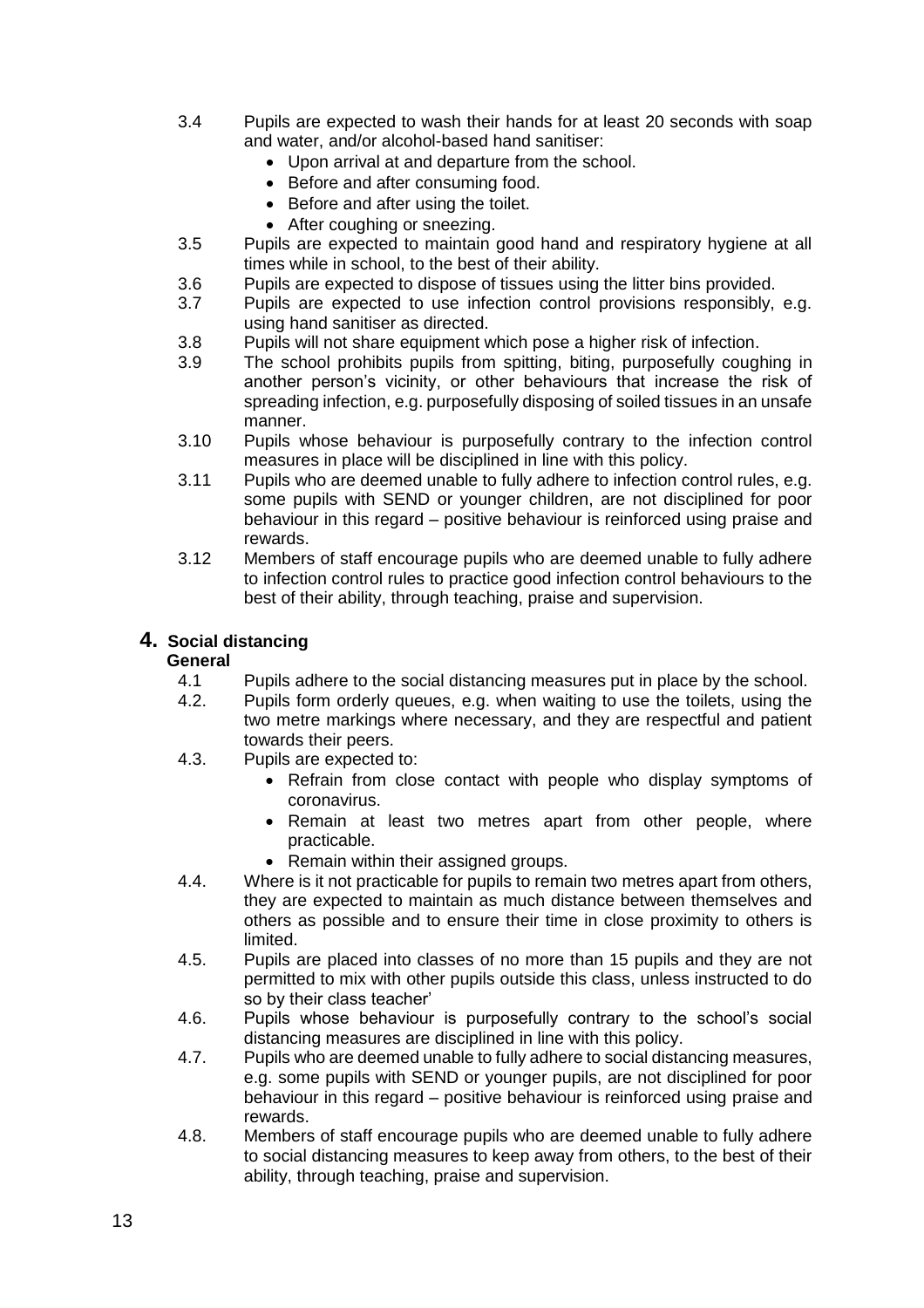3.4 Pupils are expected to wash their hands for at least 20 seconds with soap and water, and/or alcohol-based hand sanitiser:

- Upon arrival at and departure from the school.
- Before and after consuming food.
- Before and after using the toilet.
- After coughing or sneezing.

3.5 Pupils are expected to maintain good hand and respiratory hygiene at all times while in school, to the best of their ability.

3.6 Pupils are expected to dispose of tissues using the litter bins provided.

3.7 Pupils are expected to use infection control provisions responsibly, e.g. using hand sanitiser as directed.

3.8 Pupils will not share equipment which pose a higher risk of infection.

3.9 The school prohibits pupils from spitting, biting, purposefully coughing in another person's vicinity, or other behaviours that increase the risk of spreading infection, e.g. purposefully disposing of soiled tissues in an unsafe manner.

3.10 Pupils whose behaviour is purposefully contrary to the infection control measures in place will be disciplined in line with this policy.

3.11 Pupils who are deemed unable to fully adhere to infection control rules, e.g. some pupils with SEND or younger children, are not disciplined for poor behaviour in this regard – positive behaviour is reinforced using praise and rewards.

3.12 Members of staff encourage pupils who are deemed unable to fully adhere to infection control rules to practice good infection control behaviours to the best of their ability, through teaching, praise and supervision.

## 4. Social distancing

**General**

4.1 Pupils adhere to the social distancing measures put in place by the school.

4.2. Pupils form orderly queues, e.g. when waiting to use the toilets, using the two metre markings where necessary, and they are respectful and patient towards their peers.

4.3. Pupils are expected to:

- Refrain from close contact with people who display symptoms of coronavirus.
- Remain at least two metres apart from other people, where practicable.
- Remain within their assigned groups.

4.4. Where is it not practicable for pupils to remain two metres apart from others, they are expected to maintain as much distance between themselves and others as possible and to ensure their time in close proximity to others is limited.

4.5. Pupils are placed into classes of no more than 15 pupils and they are not permitted to mix with other pupils outside this class, unless instructed to do so by their class teacher'

4.6. Pupils whose behaviour is purposefully contrary to the school's social distancing measures are disciplined in line with this policy.

4.7. Pupils who are deemed unable to fully adhere to social distancing measures, e.g. some pupils with SEND or younger pupils, are not disciplined for poor behaviour in this regard – positive behaviour is reinforced using praise and rewards.

4.8. Members of staff encourage pupils who are deemed unable to fully adhere to social distancing measures to keep away from others, to the best of their ability, through teaching, praise and supervision.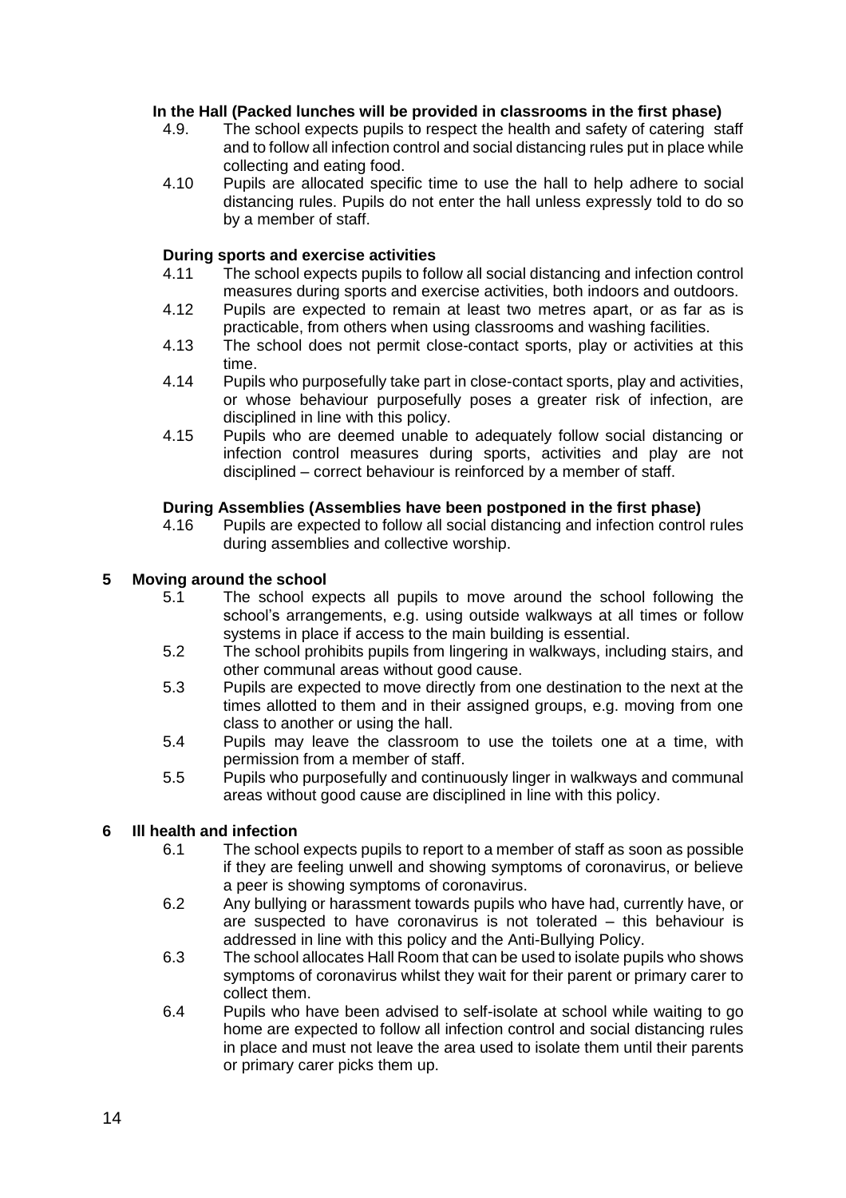**In the Hall (Packed lunches will be provided in classrooms in the first phase)**

4.9. The school expects pupils to respect the health and safety of catering staff and to follow all infection control and social distancing rules put in place while collecting and eating food.

4.10 Pupils are allocated specific time to use the hall to help adhere to social distancing rules. Pupils do not enter the hall unless expressly told to do so by a member of staff.

**During sports and exercise activities**

4.11 The school expects pupils to follow all social distancing and infection control measures during sports and exercise activities, both indoors and outdoors.

4.12 Pupils are expected to remain at least two metres apart, or as far as is practicable, from others when using classrooms and washing facilities.

4.13 The school does not permit close-contact sports, play or activities at this time.

4.14 Pupils who purposefully take part in close-contact sports, play and activities, or whose behaviour purposefully poses a greater risk of infection, are disciplined in line with this policy.

4.15 Pupils who are deemed unable to adequately follow social distancing or infection control measures during sports, activities and play are not disciplined – correct behaviour is reinforced by a member of staff.

**During Assemblies (Assemblies have been postponed in the first phase)**

4.16 Pupils are expected to follow all social distancing and infection control rules during assemblies and collective worship.

## 5 Moving around the school

5.1 The school expects all pupils to move around the school following the school's arrangements, e.g. using outside walkways at all times or follow systems in place if access to the main building is essential.

5.2 The school prohibits pupils from lingering in walkways, including stairs, and other communal areas without good cause.

5.3 Pupils are expected to move directly from one destination to the next at the times allotted to them and in their assigned groups, e.g. moving from one class to another or using the hall.

5.4 Pupils may leave the classroom to use the toilets one at a time, with permission from a member of staff.

5.5 Pupils who purposefully and continuously linger in walkways and communal areas without good cause are disciplined in line with this policy.

## 6 Ill health and infection

6.1 The school expects pupils to report to a member of staff as soon as possible if they are feeling unwell and showing symptoms of coronavirus, or believe a peer is showing symptoms of coronavirus.

6.2 Any bullying or harassment towards pupils who have had, currently have, or are suspected to have coronavirus is not tolerated – this behaviour is addressed in line with this policy and the Anti-Bullying Policy.

6.3 The school allocates Hall Room that can be used to isolate pupils who shows symptoms of coronavirus whilst they wait for their parent or primary carer to collect them.

6.4 Pupils who have been advised to self-isolate at school while waiting to go home are expected to follow all infection control and social distancing rules in place and must not leave the area used to isolate them until their parents or primary carer picks them up.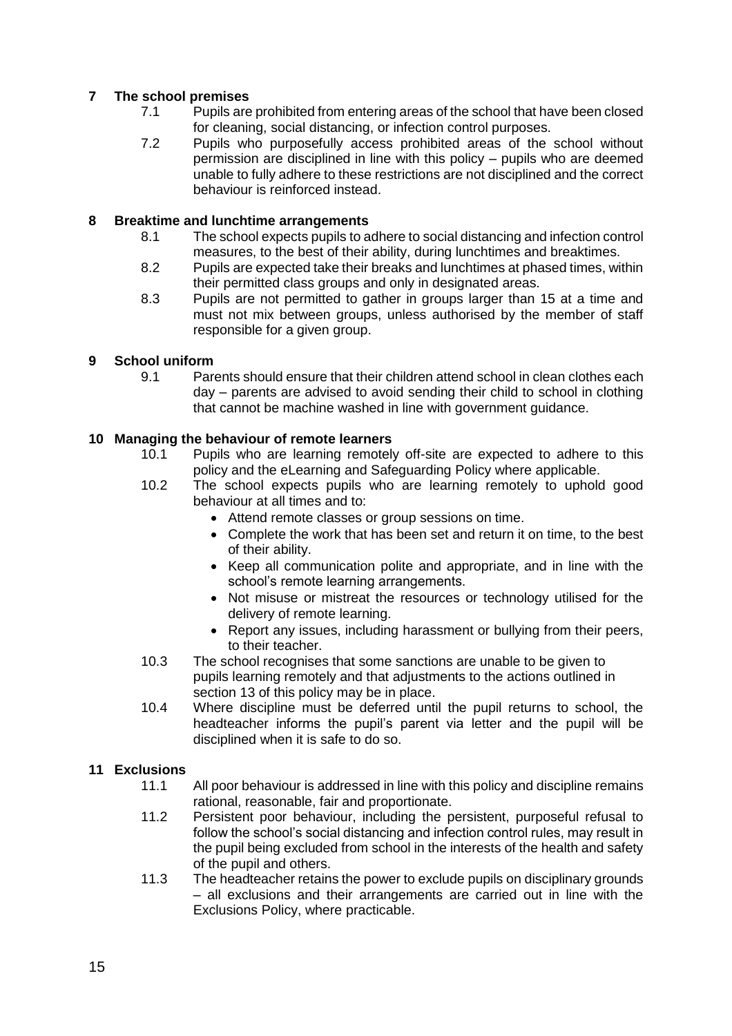## 7 The school premises

7.1 Pupils are prohibited from entering areas of the school that have been closed for cleaning, social distancing, or infection control purposes.

7.2 Pupils who purposefully access prohibited areas of the school without permission are disciplined in line with this policy – pupils who are deemed unable to fully adhere to these restrictions are not disciplined and the correct behaviour is reinforced instead.

## 8 Breaktime and lunchtime arrangements

8.1 The school expects pupils to adhere to social distancing and infection control measures, to the best of their ability, during lunchtimes and breaktimes.

8.2 Pupils are expected take their breaks and lunchtimes at phased times, within their permitted class groups and only in designated areas.

8.3 Pupils are not permitted to gather in groups larger than 15 at a time and must not mix between groups, unless authorised by the member of staff responsible for a given group.

## 9 School uniform

9.1 Parents should ensure that their children attend school in clean clothes each day – parents are advised to avoid sending their child to school in clothing that cannot be machine washed in line with government guidance.

## 10 Managing the behaviour of remote learners

10.1 Pupils who are learning remotely off-site are expected to adhere to this policy and the eLearning and Safeguarding Policy where applicable.

10.2 The school expects pupils who are learning remotely to uphold good behaviour at all times and to:

- Attend remote classes or group sessions on time.
- Complete the work that has been set and return it on time, to the best of their ability.
- Keep all communication polite and appropriate, and in line with the school's remote learning arrangements.
- Not misuse or mistreat the resources or technology utilised for the delivery of remote learning.
- Report any issues, including harassment or bullying from their peers, to their teacher.

10.3 The school recognises that some sanctions are unable to be given to pupils learning remotely and that adjustments to the actions outlined in section 13 of this policy may be in place.

10.4 Where discipline must be deferred until the pupil returns to school, the headteacher informs the pupil's parent via letter and the pupil will be disciplined when it is safe to do so.

## 11 Exclusions

11.1 All poor behaviour is addressed in line with this policy and discipline remains rational, reasonable, fair and proportionate.

11.2 Persistent poor behaviour, including the persistent, purposeful refusal to follow the school's social distancing and infection control rules, may result in the pupil being excluded from school in the interests of the health and safety of the pupil and others.

11.3 The headteacher retains the power to exclude pupils on disciplinary grounds – all exclusions and their arrangements are carried out in line with the Exclusions Policy, where practicable.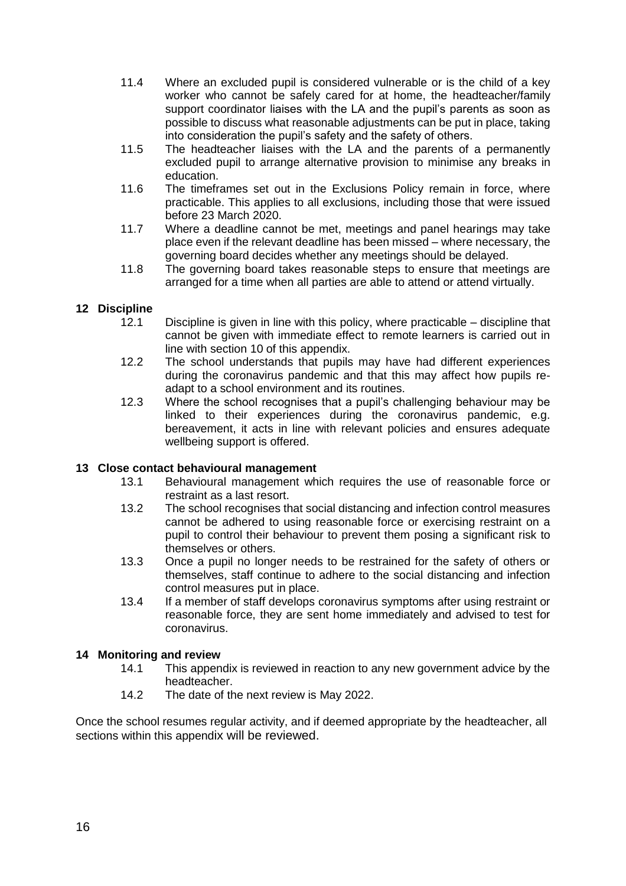11.4 Where an excluded pupil is considered vulnerable or is the child of a key worker who cannot be safely cared for at home, the headteacher/family support coordinator liaises with the LA and the pupil's parents as soon as possible to discuss what reasonable adjustments can be put in place, taking into consideration the pupil's safety and the safety of others.

11.5 The headteacher liaises with the LA and the parents of a permanently excluded pupil to arrange alternative provision to minimise any breaks in education.

11.6 The timeframes set out in the Exclusions Policy remain in force, where practicable. This applies to all exclusions, including those that were issued before 23 March 2020.

11.7 Where a deadline cannot be met, meetings and panel hearings may take place even if the relevant deadline has been missed – where necessary, the governing board decides whether any meetings should be delayed.

11.8 The governing board takes reasonable steps to ensure that meetings are arranged for a time when all parties are able to attend or attend virtually.

## 12 Discipline

12.1 Discipline is given in line with this policy, where practicable – discipline that cannot be given with immediate effect to remote learners is carried out in line with section 10 of this appendix.

12.2 The school understands that pupils may have had different experiences during the coronavirus pandemic and that this may affect how pupils re-adapt to a school environment and its routines.

12.3 Where the school recognises that a pupil's challenging behaviour may be linked to their experiences during the coronavirus pandemic, e.g. bereavement, it acts in line with relevant policies and ensures adequate wellbeing support is offered.

## 13 Close contact behavioural management

13.1 Behavioural management which requires the use of reasonable force or restraint as a last resort.

13.2 The school recognises that social distancing and infection control measures cannot be adhered to using reasonable force or exercising restraint on a pupil to control their behaviour to prevent them posing a significant risk to themselves or others.

13.3 Once a pupil no longer needs to be restrained for the safety of others or themselves, staff continue to adhere to the social distancing and infection control measures put in place.

13.4 If a member of staff develops coronavirus symptoms after using restraint or reasonable force, they are sent home immediately and advised to test for coronavirus.

## 14 Monitoring and review

14.1 This appendix is reviewed in reaction to any new government advice by the headteacher.

14.2 The date of the next review is May 2022.

Once the school resumes regular activity, and if deemed appropriate by the headteacher, all sections within this appendix will be reviewed.